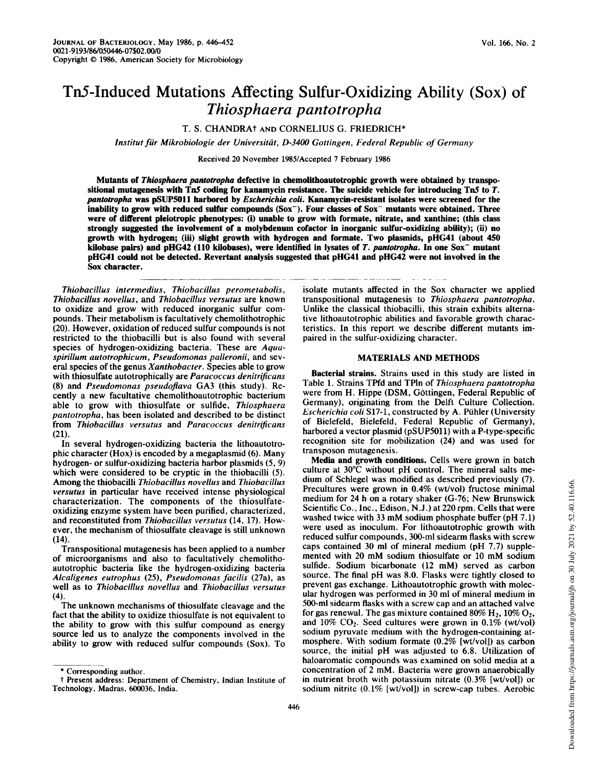# Tn5-Induced Mutations Affecting Sulfur-Oxidizing Ability (Sox) of *Thiosphaera pantotropha*

T. S. CHANDRA† AND CORNELIUS G. FRIEDRICH*

*Institut für Mikrobiologie der Universität, D-3400 Gottingen, Federal Republic of Germany*

Received 20 November 1985/Accepted 7 February 1986

**Mutants of *Thiosphaera pantotropha* defective in chemolithoautotrophic growth were obtained by transpositional mutagenesis with Tn5 coding for kanamycin resistance. The suicide vehicle for introducing Tn5 to *T. pantotropha* was pSUP5011 harbored by *Escherichia coli*. Kanamycin-resistant isolates were screened for the inability to grow with reduced sulfur compounds (Sox$^-$). Four classes of Sox$^-$ mutants were obtained. Three were of different pleiotropic phenotypes: (i) unable to grow with formate, nitrate, and xanthine; (this class strongly suggested the involvement of a molybdenum cofactor in inorganic sulfur-oxidizing ability); (ii) no growth with hydrogen; (iii) slight growth with hydrogen and formate. Two plasmids, pHG41 (about 450 kilobase pairs) and pHG42 (110 kilobases), were identified in lysates of *T. pantotropha*. In one Sox$^-$ mutant pHG41 could not be detected. Revertant analysis suggested that pHG41 and pHG42 were not involved in the Sox character.**

*Thiobacillus intermedius*, *Thiobacillus perometabolis*, *Thiobacillus novellus*, and *Thiobacillus versutus* are known to oxidize and grow with reduced inorganic sulfur compounds. Their metabolism is facultatively chemolithotrophic (20). However, oxidation of reduced sulfur compounds is not restricted to the thiobacilli but is also found with several species of hydrogen-oxidizing bacteria. These are *Aquaspirillum autotrophicum*, *Pseudomonas palleronii*, and several species of the genus *Xanthobacter*. Species able to grow with thiosulfate autotrophically are *Paracoccus denitrificans* (8) and *Pseudomonas pseudoflava* GA3 (this study). Recently a new facultative chemolithoautotrophic bacterium able to grow with thiosulfate or sulfide, *Thiosphaera pantotropha*, has been isolated and described to be distinct from *Thiobacillus versutus* and *Paracoccus denitrificans* (21).

In several hydrogen-oxidizing bacteria the lithoautotrophic character (Hox) is encoded by a megaplasmid (6). Many hydrogen- or sulfur-oxidizing bacteria harbor plasmids (5, 9) which were considered to be cryptic in the thiobacilli (5). Among the thiobacilli *Thiobacillus novellus* and *Thiobacillus versutus* in particular have received intense physiological characterization. The components of the thiosulfate-oxidizing enzyme system have been purified, characterized, and reconstituted from *Thiobacillus versutus* (14, 17). However, the mechanism of thiosulfate cleavage is still unknown (14).

Transpositional mutagenesis has been applied to a number of microorganisms and also to facultatively chemolithoautotrophic bacteria like the hydrogen-oxidizing bacteria *Alcaligenes eutrophus* (25), *Pseudomonas facilis* (27a), as well as to *Thiobacillus novellus* and *Thiobacillus versutus* (4).

The unknown mechanisms of thiosulfate cleavage and the fact that the ability to oxidize thiosulfate is not equivalent to the ability to grow with this sulfur compound as energy source led us to analyze the components involved in the ability to grow with reduced sulfur compounds (Sox). To isolate mutants affected in the Sox character we applied transpositional mutagenesis to *Thiosphaera pantotropha*. Unlike the classical thiobacilli, this strain exhibits alternative lithoautotrophic abilities and favorable growth characteristics. In this report we describe different mutants impaired in the sulfur-oxidizing character.

## MATERIALS AND METHODS

**Bacterial strains.** Strains used in this study are listed in Table 1. Strains TPfd and TPln of *Thiosphaera pantotropha* were from H. Hippe (DSM, Göttingen, Federal Republic of Germany), originating from the Delft Culture Collection. *Escherichia coli* S17-1, constructed by A. Pühler (University of Bielefeld, Bielefeld, Federal Republic of Germany), harbored a vector plasmid (pSUP5011) with a P-type-specific recognition site for mobilization (24) and was used for transposon mutagenesis.

**Media and growth conditions.** Cells were grown in batch culture at 30°C without pH control. The mineral salts medium of Schlegel was modified as described previously (7). Precultures were grown in 0.4% (wt/vol) fructose minimal medium for 24 h on a rotary shaker (G-76; New Brunswick Scientific Co., Inc., Edison, N.J.) at 220 rpm. Cells that were washed twice with 33 mM sodium phosphate buffer (pH 7.1) were used as inoculum. For lithoautotrophic growth with reduced sulfur compounds, 300-ml sidearm flasks with screw caps contained 30 ml of mineral medium (pH 7.7) supplemented with 20 mM sodium thiosulfate or 10 mM sodium sulfide. Sodium bicarbonate (12 mM) served as carbon source. The final pH was 8.0. Flasks were tightly closed to prevent gas exchange. Lithoautotrophic growth with molecular hydrogen was performed in 30 ml of mineral medium in 500-ml sidearm flasks with a screw cap and an attached valve for gas renewal. The gas mixture contained 80% $H_2$, 10% $O_2$, and 10% $CO_2$. Seed cultures were grown in 0.1% (wt/vol) sodium pyruvate medium with the hydrogen-containing atmosphere. With sodium formate (0.2% [wt/vol]) as carbon source, the initial pH was adjusted to 6.8. Utilization of haloaromatic compounds was examined on solid media at a concentration of 2 mM. Bacteria were grown anaerobically in nutrient broth with potassium nitrate (0.3% [wt/vol]) or sodium nitrite (0.1% [wt/vol]) in screw-cap tubes. Aerobic

\* Corresponding author.

† Present address: Department of Chemistry, Indian Institute of Technology, Madras, 600036, India.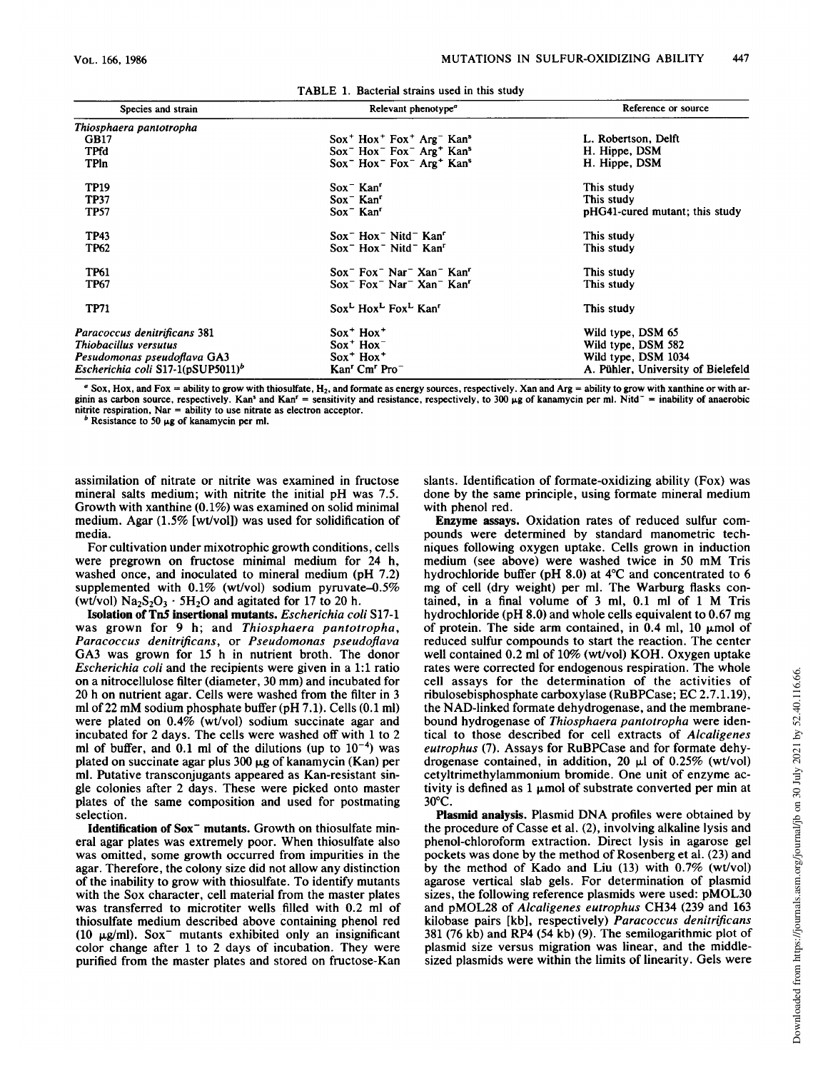TABLE 1. Bacterial strains used in this study

| Species and strain | Relevant phenotype[a] | Reference or source |
|---|---|---|
| *Thiosphaera pantotropha* | | |
| GB17 | Sox$^+$ Hox$^+$ Fox$^+$ Arg$^-$ Kan$^s$ | L. Robertson, Delft |
| TPfd | Sox$^-$ Hox$^-$ Fox$^-$ Arg$^+$ Kan$^s$ | H. Hippe, DSM |
| TPln | Sox$^-$ Hox$^-$ Fox$^-$ Arg$^+$ Kan$^s$ | H. Hippe, DSM |
| TP19 | Sox$^-$ Kan$^r$ | This study |
| TP37 | Sox$^-$ Kan$^r$ | This study |
| TP57 | Sox$^-$ Kan$^r$ | pHG41-cured mutant; this study |
| TP43 | Sox$^-$ Hox$^-$ Nitd$^-$ Kan$^r$ | This study |
| TP62 | Sox$^-$ Hox$^-$ Nitd$^-$ Kan$^r$ | This study |
| TP61 | Sox$^-$ Fox$^-$ Nar$^-$ Xan$^-$ Kan$^r$ | This study |
| TP67 | Sox$^-$ Fox$^-$ Nar$^-$ Xan$^-$ Kan$^r$ | This study |
| TP71 | Sox$^L$ Hox$^L$ Fox$^L$ Kan$^r$ | This study |
| *Paracoccus denitrificans* 381 | Sox$^+$ Hox$^+$ | Wild type, DSM 65 |
| *Thiobacillus versutus* | Sox$^+$ Hox$^-$ | Wild type, DSM 582 |
| *Pesudomonas pseudoflava* GA3 | Sox$^+$ Hox$^+$ | Wild type, DSM 1034 |
| *Escherichia coli* S17-1(pSUP5011)[b] | Kan$^r$ Cm$^r$ Pro$^-$ | A. Pühler, University of Bielefeld |

[a] Sox, Hox, and Fox = ability to grow with thiosulfate, $H_2$, and formate as energy sources, respectively. Xan and Arg = ability to grow with xanthine or with arginin as carbon source, respectively. Kan$^s$ and Kan$^r$ = sensitivity and resistance, respectively, to 300 μg of kanamycin per ml. Nitd$^-$ = inability of anaerobic nitrite respiration, Nar = ability to use nitrate as electron acceptor.

[b] Resistance to 50 μg of kanamycin per ml.

assimilation of nitrate or nitrite was examined in fructose mineral salts medium; with nitrite the initial pH was 7.5. Growth with xanthine (0.1%) was examined on solid minimal medium. Agar (1.5% [wt/vol]) was used for solidification of media.

For cultivation under mixotrophic growth conditions, cells were pregrown on fructose minimal medium for 24 h, washed once, and inoculated to mineral medium (pH 7.2) supplemented with 0.1% (wt/vol) sodium pyruvate–0.5% (wt/vol) $Na_2S_2O_3 \cdot 5H_2O$ and agitated for 17 to 20 h.

**Isolation of Tn5 insertional mutants.** *Escherichia coli* S17-1 was grown for 9 h; and *Thiosphaera pantotropha*, *Paracoccus denitrificans*, or *Pseudomonas pseudoflava* GA3 was grown for 15 h in nutrient broth. The donor *Escherichia coli* and the recipients were given in a 1:1 ratio on a nitrocellulose filter (diameter, 30 mm) and incubated for 20 h on nutrient agar. Cells were washed from the filter in 3 ml of 22 mM sodium phosphate buffer (pH 7.1). Cells (0.1 ml) were plated on 0.4% (wt/vol) sodium succinate agar and incubated for 2 days. The cells were washed off with 1 to 2 ml of buffer, and 0.1 ml of the dilutions (up to $10^{-4}$) was plated on succinate agar plus 300 μg of kanamycin (Kan) per ml. Putative transconjugants appeared as Kan-resistant single colonies after 2 days. These were picked onto master plates of the same composition and used for postmating selection.

**Identification of Sox$^-$ mutants.** Growth on thiosulfate mineral agar plates was extremely poor. When thiosulfate also was omitted, some growth occurred from impurities in the agar. Therefore, the colony size did not allow any distinction of the inability to grow with thiosulfate. To identify mutants with the Sox character, cell material from the master plates was transferred to microtiter wells filled with 0.2 ml of thiosulfate medium described above containing phenol red (10 μg/ml). Sox$^-$ mutants exhibited only an insignificant color change after 1 to 2 days of incubation. They were purified from the master plates and stored on fructose-Kan slants. Identification of formate-oxidizing ability (Fox) was done by the same principle, using formate mineral medium with phenol red.

**Enzyme assays.** Oxidation rates of reduced sulfur compounds were determined by standard manometric techniques following oxygen uptake. Cells grown in induction medium (see above) were washed twice in 50 mM Tris hydrochloride buffer (pH 8.0) at 4°C and concentrated to 6 mg of cell (dry weight) per ml. The Warburg flasks contained, in a final volume of 3 ml, 0.1 ml of 1 M Tris hydrochloride (pH 8.0) and whole cells equivalent to 0.67 mg of protein. The side arm contained, in 0.4 ml, 10 μmol of reduced sulfur compounds to start the reaction. The center well contained 0.2 ml of 10% (wt/vol) KOH. Oxygen uptake rates were corrected for endogenous respiration. The whole cell assays for the determination of the activities of ribulosebisphosphate carboxylase (RuBPCase; EC 2.7.1.19), the NAD-linked formate dehydrogenase, and the membrane-bound hydrogenase of *Thiosphaera pantotropha* were identical to those described for cell extracts of *Alcaligenes eutrophus* (7). Assays for RuBPCase and for formate dehydrogenase contained, in addition, 20 μl of 0.25% (wt/vol) cetyltrimethylammonium bromide. One unit of enzyme activity is defined as 1 μmol of substrate converted per min at 30°C.

**Plasmid analysis.** Plasmid DNA profiles were obtained by the procedure of Casse et al. (2), involving alkaline lysis and phenol-chloroform extraction. Direct lysis in agarose gel pockets was done by the method of Rosenberg et al. (23) and by the method of Kado and Liu (13) with 0.7% (wt/vol) agarose vertical slab gels. For determination of plasmid sizes, the following reference plasmids were used: pMOL30 and pMOL28 of *Alcaligenes eutrophus* CH34 (239 and 163 kilobase pairs [kb], respectively) *Paracoccus denitrificans* 381 (76 kb) and RP4 (54 kb) (9). The semilogarithmic plot of plasmid size versus migration was linear, and the middle-sized plasmids were within the limits of linearity. Gels were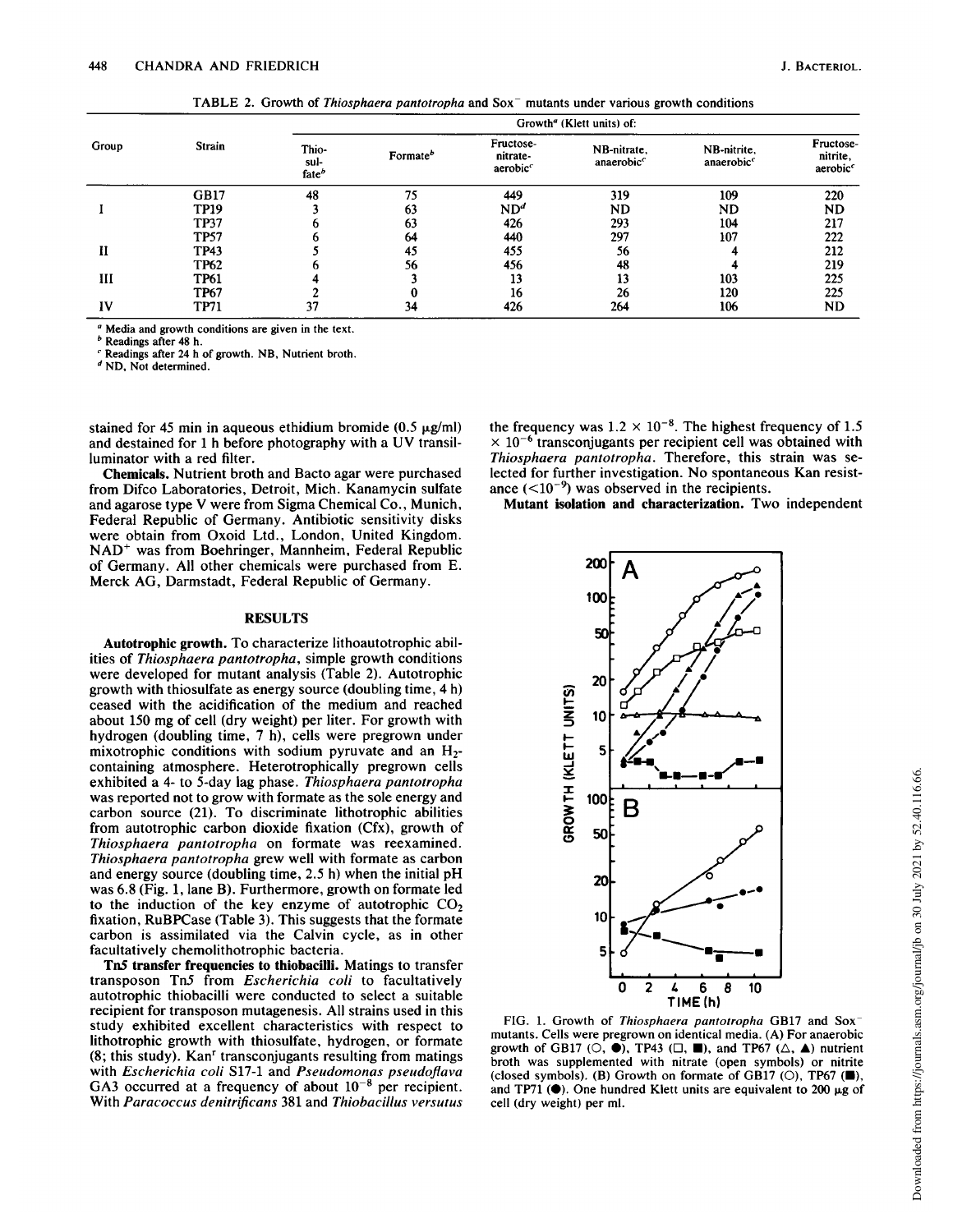TABLE 2. Growth of *Thiosphaera pantotropha* and Sox⁻ mutants under various growth conditions

| Group | Strain | Growth[a] (Klett units) of: | | | | | |
|---|---|---|---|---|---|---|---|
| | | Thiosulfate[b] | Formate[b] | Fructose-nitrate-aerobic[c] | NB-nitrate, anaerobic[c] | NB-nitrite, anaerobic[c] | Fructose-nitrite, aerobic[c] |
| | GB17 | 48 | 75 | 449 | 319 | 109 | 220 |
| I | TP19 | 3 | 63 | ND[d] | ND | ND | ND |
| | TP37 | 6 | 63 | 426 | 293 | 104 | 217 |
| | TP57 | 6 | 64 | 440 | 297 | 107 | 222 |
| II | TP43 | 5 | 45 | 455 | 56 | 4 | 212 |
| | TP62 | 6 | 56 | 456 | 48 | 4 | 219 |
| III | TP61 | 4 | 3 | 13 | 13 | 103 | 225 |
| | TP67 | 2 | 0 | 16 | 26 | 120 | 225 |
| IV | TP71 | 37 | 34 | 426 | 264 | 106 | ND |

[a] Media and growth conditions are given in the text.
[b] Readings after 48 h.
[c] Readings after 24 h of growth. NB, Nutrient broth.
[d] ND, Not determined.

stained for 45 min in aqueous ethidium bromide (0.5 μg/ml) and destained for 1 h before photography with a UV transilluminator with a red filter.

**Chemicals.** Nutrient broth and Bacto agar were purchased from Difco Laboratories, Detroit, Mich. Kanamycin sulfate and agarose type V were from Sigma Chemical Co., Munich, Federal Republic of Germany. Antibiotic sensitivity disks were obtain from Oxoid Ltd., London, United Kingdom. $NAD^+$ was from Boehringer, Mannheim, Federal Republic of Germany. All other chemicals were purchased from E. Merck AG, Darmstadt, Federal Republic of Germany.

## RESULTS

**Autotrophic growth.** To characterize lithoautotrophic abilities of *Thiosphaera pantotropha*, simple growth conditions were developed for mutant analysis (Table 2). Autotrophic growth with thiosulfate as energy source (doubling time, 4 h) ceased with the acidification of the medium and reached about 150 mg of cell (dry weight) per liter. For growth with hydrogen (doubling time, 7 h), cells were pregrown under mixotrophic conditions with sodium pyruvate and an $H_2$-containing atmosphere. Heterotrophically pregrown cells exhibited a 4- to 5-day lag phase. *Thiosphaera pantotropha* was reported not to grow with formate as the sole energy and carbon source (21). To discriminate lithotrophic abilities from autotrophic carbon dioxide fixation (Cfx), growth of *Thiosphaera pantotropha* on formate was reexamined. *Thiosphaera pantotropha* grew well with formate as carbon and energy source (doubling time, 2.5 h) when the initial pH was 6.8 (Fig. 1, lane B). Furthermore, growth on formate led to the induction of the key enzyme of autotrophic $CO_2$ fixation, RuBPCase (Table 3). This suggests that the formate carbon is assimilated via the Calvin cycle, as in other facultatively chemolithotrophic bacteria.

**Tn*5* transfer frequencies to thiobacilli.** Matings to transfer transposon Tn*5* from *Escherichia coli* to facultatively autotrophic thiobacilli were conducted to select a suitable recipient for transposon mutagenesis. All strains used in this study exhibited excellent characteristics with respect to lithotrophic growth with thiosulfate, hydrogen, or formate (8; this study). Kan[r] transconjugants resulting from matings with *Escherichia coli* S17-1 and *Pseudomonas pseudoflava* GA3 occurred at a frequency of about $10^{-8}$ per recipient. With *Paracoccus denitrificans* 381 and *Thiobacillus versutus* the frequency was $1.2 \times 10^{-8}$. The highest frequency of $1.5 \times 10^{-6}$ transconjugants per recipient cell was obtained with *Thiosphaera pantotropha*. Therefore, this strain was selected for further investigation. No spontaneous Kan resistance ($<10^{-9}$) was observed in the recipients.

**Mutant isolation and characterization.** Two independent

FIG. 1. Growth of *Thiosphaera pantotropha* GB17 and Sox⁻ mutants. Cells were pregrown on identical media. (A) For anaerobic growth of GB17 (○, ●), TP43 (□, ■), and TP67 (△, ▲) nutrient broth was supplemented with nitrate (open symbols) or nitrite (closed symbols). (B) Growth on formate of GB17 (○), TP67 (■), and TP71 (●). One hundred Klett units are equivalent to 200 μg of cell (dry weight) per ml.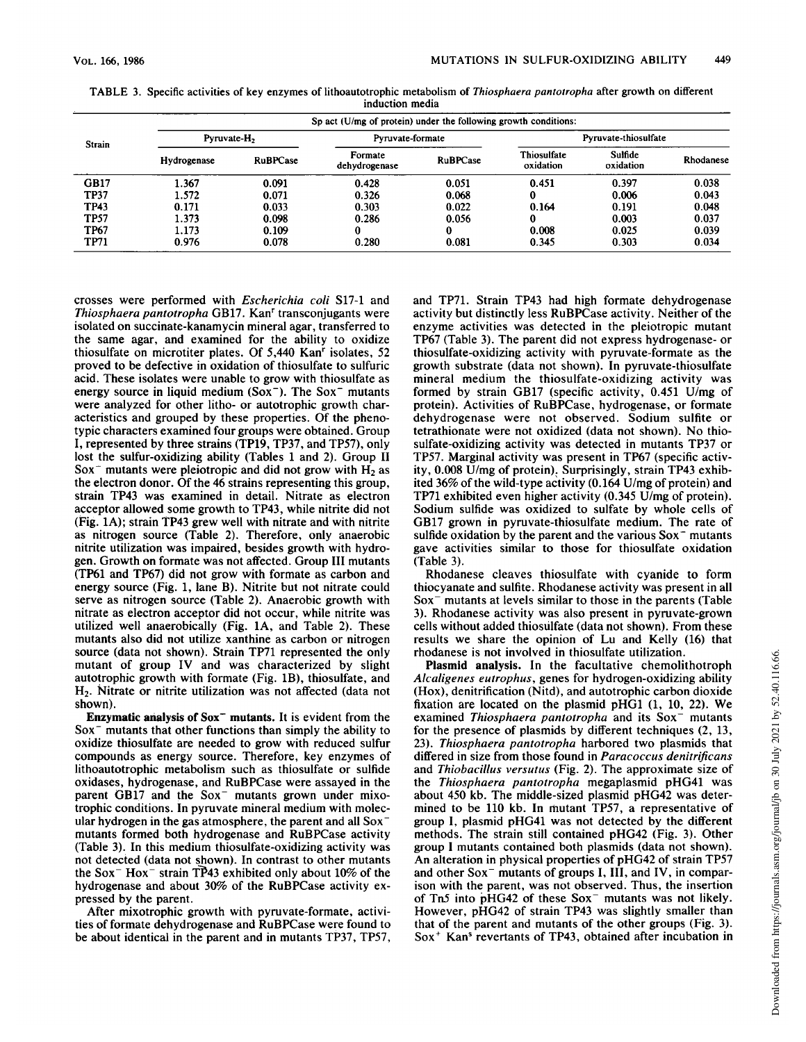TABLE 3. Specific activities of key enzymes of lithoautotrophic metabolism of *Thiosphaera pantotropha* after growth on different induction media

| Strain | Sp act (U/mg of protein) under the following growth conditions: | | | | | | |
|---|---|---|---|---|---|---|---|
| | Pyruvate-$H_2$ | | Pyruvate-formate | | Pyruvate-thiosulfate | | |
| | Hydrogenase | RuBPCase | Formate dehydrogenase | RuBPCase | Thiosulfate oxidation | Sulfide oxidation | Rhodanese |
| GB17 | 1.367 | 0.091 | 0.428 | 0.051 | 0.451 | 0.397 | 0.038 |
| TP37 | 1.572 | 0.071 | 0.326 | 0.068 | 0 | 0.006 | 0.043 |
| TP43 | 0.171 | 0.033 | 0.303 | 0.022 | 0.164 | 0.191 | 0.048 |
| TP57 | 1.373 | 0.098 | 0.286 | 0.056 | 0 | 0.003 | 0.037 |
| TP67 | 1.173 | 0.109 | 0 | 0 | 0.008 | 0.025 | 0.039 |
| TP71 | 0.976 | 0.078 | 0.280 | 0.081 | 0.345 | 0.303 | 0.034 |

crosses were performed with *Escherichia coli* S17-1 and *Thiosphaera pantotropha* GB17. Kan$^r$ transconjugants were isolated on succinate-kanamycin mineral agar, transferred to the same agar, and examined for the ability to oxidize thiosulfate on microtiter plates. Of 5,440 Kan$^r$ isolates, 52 proved to be defective in oxidation of thiosulfate to sulfuric acid. These isolates were unable to grow with thiosulfate as energy source in liquid medium (Sox$^-$). The Sox$^-$ mutants were analyzed for other litho- or autotrophic growth characteristics and grouped by these properties. Of the phenotypic characters examined four groups were obtained. Group I, represented by three strains (TP19, TP37, and TP57), only lost the sulfur-oxidizing ability (Tables 1 and 2). Group II Sox$^-$ mutants were pleiotropic and did not grow with $H_2$ as the electron donor. Of the 46 strains representing this group, strain TP43 was examined in detail. Nitrate as electron acceptor allowed some growth to TP43, while nitrite did not (Fig. 1A); strain TP43 grew well with nitrate and with nitrite as nitrogen source (Table 2). Therefore, only anaerobic nitrite utilization was impaired, besides growth with hydrogen. Growth on formate was not affected. Group III mutants (TP61 and TP67) did not grow with formate as carbon and energy source (Fig. 1, lane B). Nitrite but not nitrate could serve as nitrogen source (Table 2). Anaerobic growth with nitrate as electron acceptor did not occur, while nitrite was utilized well anaerobically (Fig. 1A, and Table 2). These mutants also did not utilize xanthine as carbon or nitrogen source (data not shown). Strain TP71 represented the only mutant of group IV and was characterized by slight autotrophic growth with formate (Fig. 1B), thiosulfate, and $H_2$. Nitrate or nitrite utilization was not affected (data not shown).

**Enzymatic analysis of Sox$^-$ mutants.** It is evident from the Sox$^-$ mutants that other functions than simply the ability to oxidize thiosulfate are needed to grow with reduced sulfur compounds as energy source. Therefore, key enzymes of lithoautotrophic metabolism such as thiosulfate or sulfide oxidases, hydrogenase, and RuBPCase were assayed in the parent GB17 and the Sox$^-$ mutants grown under mixotrophic conditions. In pyruvate mineral medium with molecular hydrogen in the gas atmosphere, the parent and all Sox$^-$ mutants formed both hydrogenase and RuBPCase activity (Table 3). In this medium thiosulfate-oxidizing activity was not detected (data not shown). In contrast to other mutants the Sox$^-$ Hox$^-$ strain TP43 exhibited only about 10% of the hydrogenase and about 30% of the RuBPCase activity expressed by the parent.

After mixotrophic growth with pyruvate-formate, activities of formate dehydrogenase and RuBPCase were found to be about identical in the parent and in mutants TP37, TP57, and TP71. Strain TP43 had high formate dehydrogenase activity but distinctly less RuBPCase activity. Neither of the enzyme activities was detected in the pleiotropic mutant TP67 (Table 3). The parent did not express hydrogenase- or thiosulfate-oxidizing activity with pyruvate-formate as the growth substrate (data not shown). In pyruvate-thiosulfate mineral medium the thiosulfate-oxidizing activity was formed by strain GB17 (specific activity, 0.451 U/mg of protein). Activities of RuBPCase, hydrogenase, or formate dehydrogenase were not observed. Sodium sulfite or tetrathionate were not oxidized (data not shown). No thiosulfate-oxidizing activity was detected in mutants TP37 or TP57. Marginal activity was present in TP67 (specific activity, 0.008 U/mg of protein). Surprisingly, strain TP43 exhibited 36% of the wild-type activity (0.164 U/mg of protein) and TP71 exhibited even higher activity (0.345 U/mg of protein). Sodium sulfide was oxidized to sulfate by whole cells of GB17 grown in pyruvate-thiosulfate medium. The rate of sulfide oxidation by the parent and the various Sox$^-$ mutants gave activities similar to those for thiosulfate oxidation (Table 3).

Rhodanese cleaves thiosulfate with cyanide to form thiocyanate and sulfite. Rhodanese activity was present in all Sox$^-$ mutants at levels similar to those in the parents (Table 3). Rhodanese activity was also present in pyruvate-grown cells without added thiosulfate (data not shown). From these results we share the opinion of Lu and Kelly (16) that rhodanese is not involved in thiosulfate utilization.

**Plasmid analysis.** In the facultative chemolithotroph *Alcaligenes eutrophus*, genes for hydrogen-oxidizing ability (Hox), denitrification (Nitd), and autotrophic carbon dioxide fixation are located on the plasmid pHG1 (1, 10, 22). We examined *Thiosphaera pantotropha* and its Sox$^-$ mutants for the presence of plasmids by different techniques (2, 13, 23). *Thiosphaera pantotropha* harbored two plasmids that differed in size from those found in *Paracoccus denitrificans* and *Thiobacillus versutus* (Fig. 2). The approximate size of the *Thiosphaera pantotropha* megaplasmid pHG41 was about 450 kb. The middle-sized plasmid pHG42 was determined to be 110 kb. In mutant TP57, a representative of group I, plasmid pHG41 was not detected by the different methods. The strain still contained pHG42 (Fig. 3). Other group I mutants contained both plasmids (data not shown). An alteration in physical properties of pHG42 of strain TP57 and other Sox$^-$ mutants of groups I, III, and IV, in comparison with the parent, was not observed. Thus, the insertion of Tn5 into pHG42 of these Sox$^-$ mutants was not likely. However, pHG42 of strain TP43 was slightly smaller than that of the parent and mutants of the other groups (Fig. 3). Sox$^+$ Kan$^s$ revertants of TP43, obtained after incubation in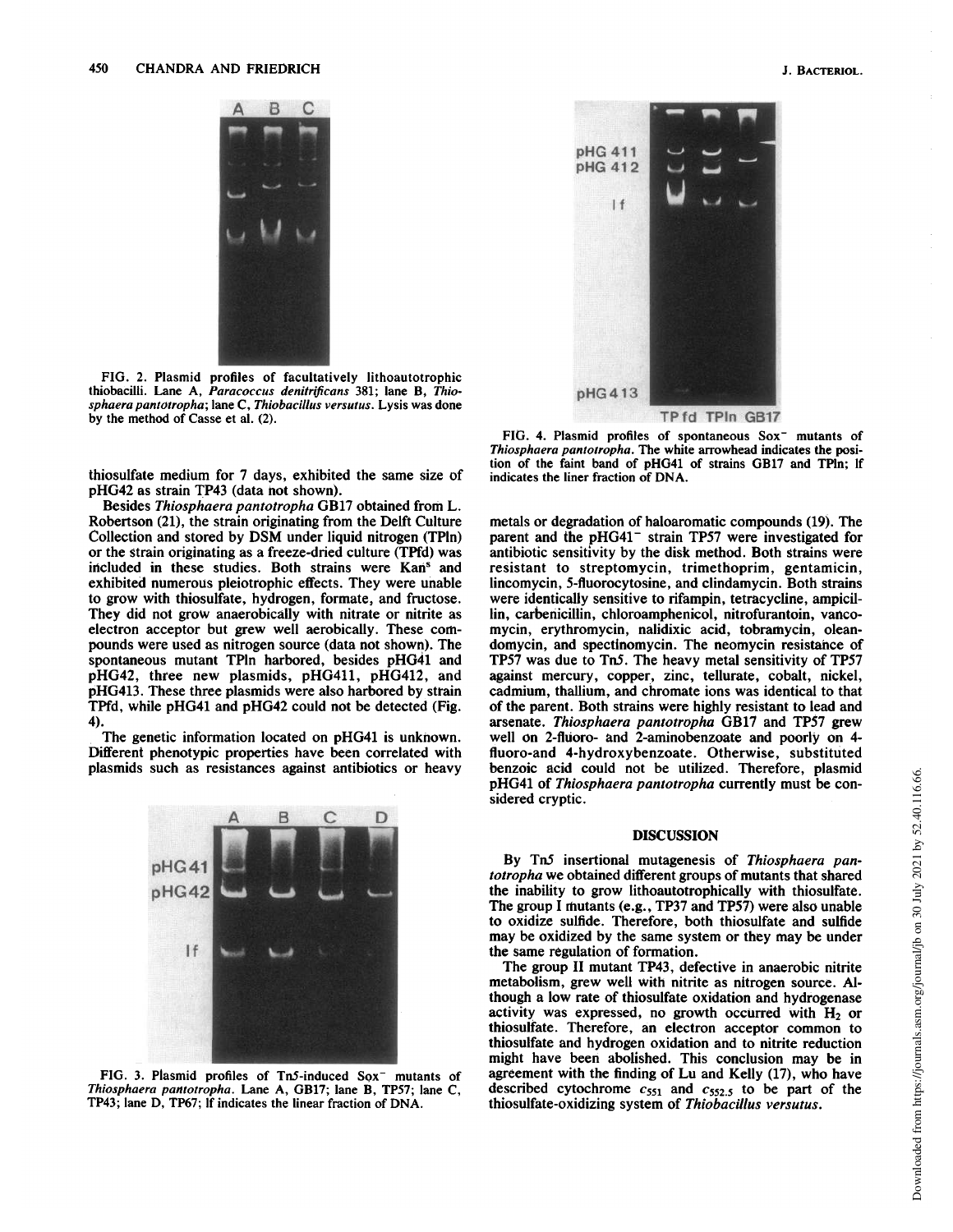FIG. 2. Plasmid profiles of facultatively lithoautotrophic thiobacilli. Lane A, *Paracoccus denitrificans* 381; lane B, *Thiosphaera pantotropha*; lane C, *Thiobacillus versutus*. Lysis was done by the method of Casse et al. (2).

thiosulfate medium for 7 days, exhibited the same size of pHG42 as strain TP43 (data not shown).

Besides *Thiosphaera pantotropha* GB17 obtained from L. Robertson (21), the strain originating from the Delft Culture Collection and stored by DSM under liquid nitrogen (TPln) or the strain originating as a freeze-dried culture (TPfd) was included in these studies. Both strains were Kan$^s$ and exhibited numerous pleiotrophic effects. They were unable to grow with thiosulfate, hydrogen, formate, and fructose. They did not grow anaerobically with nitrate or nitrite as electron acceptor but grew well aerobically. These compounds were used as nitrogen source (data not shown). The spontaneous mutant TPln harbored, besides pHG41 and pHG42, three new plasmids, pHG411, pHG412, and pHG413. These three plasmids were also harbored by strain TPfd, while pHG41 and pHG42 could not be detected (Fig. 4).

The genetic information located on pHG41 is unknown. Different phenotypic properties have been correlated with plasmids such as resistances against antibiotics or heavy

FIG. 3. Plasmid profiles of Tn*5*-induced Sox$^-$ mutants of *Thiosphaera pantotropha*. Lane A, GB17; lane B, TP57; lane C, TP43; lane D, TP67; lf indicates the linear fraction of DNA.

FIG. 4. Plasmid profiles of spontaneous Sox$^-$ mutants of *Thiosphaera pantotropha*. The white arrowhead indicates the position of the faint band of pHG41 of strains GB17 and TPln; lf indicates the liner fraction of DNA.

metals or degradation of haloaromatic compounds (19). The parent and the pHG41$^-$ strain TP57 were investigated for antibiotic sensitivity by the disk method. Both strains were resistant to streptomycin, trimethoprim, gentamicin, lincomycin, 5-fluorocytosine, and clindamycin. Both strains were identically sensitive to rifampin, tetracycline, ampicillin, carbenicillin, chloroamphenicol, nitrofurantoin, vancomycin, erythromycin, nalidixic acid, tobramycin, oleandomycin, and spectinomycin. The neomycin resistance of TP57 was due to Tn*5*. The heavy metal sensitivity of TP57 against mercury, copper, zinc, tellurate, cobalt, nickel, cadmium, thallium, and chromate ions was identical to that of the parent. Both strains were highly resistant to lead and arsenate. *Thiosphaera pantotropha* GB17 and TP57 grew well on 2-fluoro- and 2-aminobenzoate and poorly on 4-fluoro-and 4-hydroxybenzoate. Otherwise, substituted benzoic acid could not be utilized. Therefore, plasmid pHG41 of *Thiosphaera pantotropha* currently must be considered cryptic.

## DISCUSSION

By Tn*5* insertional mutagenesis of *Thiosphaera pantotropha* we obtained different groups of mutants that shared the inability to grow lithoautotrophically with thiosulfate. The group I mutants (e.g., TP37 and TP57) were also unable to oxidize sulfide. Therefore, both thiosulfate and sulfide may be oxidized by the same system or they may be under the same regulation of formation.

The group II mutant TP43, defective in anaerobic nitrite metabolism, grew well with nitrite as nitrogen source. Although a low rate of thiosulfate oxidation and hydrogenase activity was expressed, no growth occurred with $H_2$ or thiosulfate. Therefore, an electron acceptor common to thiosulfate and hydrogen oxidation and to nitrite reduction might have been abolished. This conclusion may be in agreement with the finding of Lu and Kelly (17), who have described cytochrome $c_{551}$ and $c_{552.5}$ to be part of the thiosulfate-oxidizing system of *Thiobacillus versutus*.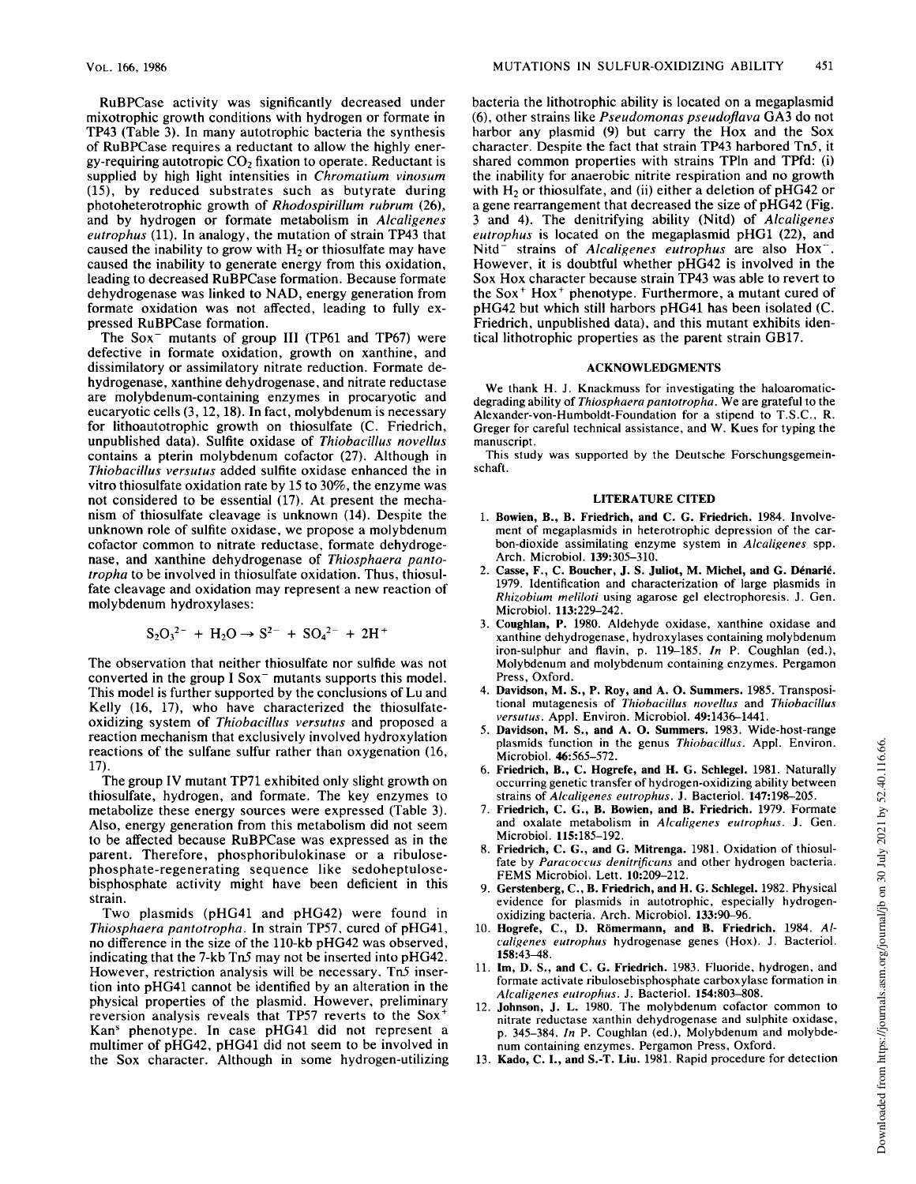RuBPCase activity was significantly decreased under mixotrophic growth conditions with hydrogen or formate in TP43 (Table 3). In many autotrophic bacteria the synthesis of RuBPCase requires a reductant to allow the highly energy-requiring autotropic $CO_2$ fixation to operate. Reductant is supplied by high light intensities in *Chromatium vinosum* (15), by reduced substrates such as butyrate during photoheterotrophic growth of *Rhodospirillum rubrum* (26), and by hydrogen or formate metabolism in *Alcaligenes eutrophus* (11). In analogy, the mutation of strain TP43 that caused the inability to grow with $H_2$ or thiosulfate may have caused the inability to generate energy from this oxidation, leading to decreased RuBPCase formation. Because formate dehydrogenase was linked to NAD, energy generation from formate oxidation was not affected, leading to fully expressed RuBPCase formation.

The $Sox^-$ mutants of group III (TP61 and TP67) were defective in formate oxidation, growth on xanthine, and dissimilatory or assimilatory nitrate reduction. Formate dehydrogenase, xanthine dehydrogenase, and nitrate reductase are molybdenum-containing enzymes in procaryotic and eucaryotic cells (3, 12, 18). In fact, molybdenum is necessary for lithoautotrophic growth on thiosulfate (C. Friedrich, unpublished data). Sulfite oxidase of *Thiobacillus novellus* contains a pterin molybdenum cofactor (27). Although in *Thiobacillus versutus* added sulfite oxidase enhanced the in vitro thiosulfate oxidation rate by 15 to 30%, the enzyme was not considered to be essential (17). At present the mechanism of thiosulfate cleavage is unknown (14). Despite the unknown role of sulfite oxidase, we propose a molybdenum cofactor common to nitrate reductase, formate dehydrogenase, and xanthine dehydrogenase of *Thiosphaera pantotropha* to be involved in thiosulfate oxidation. Thus, thiosulfate cleavage and oxidation may represent a new reaction of molybdenum hydroxylases:

$$S_2O_3^{2-} + H_2O \rightarrow S^{2-} + SO_4^{2-} + 2H^+$$

The observation that neither thiosulfate nor sulfide was not converted in the group I $Sox^-$ mutants supports this model. This model is further supported by the conclusions of Lu and Kelly (16, 17), who have characterized the thiosulfate-oxidizing system of *Thiobacillus versutus* and proposed a reaction mechanism that exclusively involved hydroxylation reactions of the sulfane sulfur rather than oxygenation (16, 17).

The group IV mutant TP71 exhibited only slight growth on thiosulfate, hydrogen, and formate. The key enzymes to metabolize these energy sources were expressed (Table 3). Also, energy generation from this metabolism did not seem to be affected because RuBPCase was expressed as in the parent. Therefore, phosphoribulokinase or a ribulose-phosphate-regenerating sequence like sedoheptulose-bisphosphate activity might have been deficient in this strain.

Two plasmids (pHG41 and pHG42) were found in *Thiosphaera pantotropha*. In strain TP57, cured of pHG41, no difference in the size of the 110-kb pHG42 was observed, indicating that the 7-kb Tn*5* may not be inserted into pHG42. However, restriction analysis will be necessary. Tn*5* insertion into pHG41 cannot be identified by an alteration in the physical properties of the plasmid. However, preliminary reversion analysis reveals that TP57 reverts to the $Sox^+$ $Kan^s$ phenotype. In case pHG41 did not represent a multimer of pHG42, pHG41 did not seem to be involved in the Sox character. Although in some hydrogen-utilizing bacteria the lithotrophic ability is located on a megaplasmid (6), other strains like *Pseudomonas pseudoflava* GA3 do not harbor any plasmid (9) but carry the Hox and the Sox character. Despite the fact that strain TP43 harbored Tn*5*, it shared common properties with strains TPln and TPfd: (i) the inability for anaerobic nitrite respiration and no growth with $H_2$ or thiosulfate, and (ii) either a deletion of pHG42 or a gene rearrangement that decreased the size of pHG42 (Fig. 3 and 4). The denitrifying ability (Nitd) of *Alcaligenes eutrophus* is located on the megaplasmid pHG1 (22), and $Nitd^-$ strains of *Alcaligenes eutrophus* are also $Hox^-$. However, it is doubtful whether pHG42 is involved in the Sox Hox character because strain TP43 was able to revert to the $Sox^+$ $Hox^+$ phenotype. Furthermore, a mutant cured of pHG42 but which still harbors pHG41 has been isolated (C. Friedrich, unpublished data), and this mutant exhibits identical lithotrophic properties as the parent strain GB17.

## ACKNOWLEDGMENTS

We thank H. J. Knackmuss for investigating the haloaromatic-degrading ability of *Thiosphaera pantotropha*. We are grateful to the Alexander-von-Humboldt-Foundation for a stipend to T.S.C., R. Greger for careful technical assistance, and W. Kues for typing the manuscript.

This study was supported by the Deutsche Forschungsgemeinschaft.

## LITERATURE CITED

1. **Bowien, B., B. Friedrich, and C. G. Friedrich.** 1984. Involvement of megaplasmids in heterotrophic depression of the carbon-dioxide assimilating enzyme system in *Alcaligenes* spp. Arch. Microbiol. **139:**305–310.
2. **Casse, F., C. Boucher, J. S. Juliot, M. Michel, and G. Dénarié.** 1979. Identification and characterization of large plasmids in *Rhizobium meliloti* using agarose gel electrophoresis. J. Gen. Microbiol. **113:**229–242.
3. **Coughlan, P.** 1980. Aldehyde oxidase, xanthine oxidase and xanthine dehydrogenase, hydroxylases containing molybdenum iron-sulphur and flavin, p. 119–185. *In* P. Coughlan (ed.), Molybdenum and molybdenum containing enzymes. Pergamon Press, Oxford.
4. **Davidson, M. S., P. Roy, and A. O. Summers.** 1985. Transpositional mutagenesis of *Thiobacillus novellus* and *Thiobacillus versutus*. Appl. Environ. Microbiol. **49:**1436–1441.
5. **Davidson, M. S., and A. O. Summers.** 1983. Wide-host-range plasmids function in the genus *Thiobacillus*. Appl. Environ. Microbiol. **46:**565–572.
6. **Friedrich, B., C. Hogrefe, and H. G. Schlegel.** 1981. Naturally occurring genetic transfer of hydrogen-oxidizing ability between strains of *Alcaligenes eutrophus*. J. Bacteriol. **147:**198–205.
7. **Friedrich, C. G., B. Bowien, and B. Friedrich.** 1979. Formate and oxalate metabolism in *Alcaligenes eutrophus*. J. Gen. Microbiol. **115:**185–192.
8. **Friedrich, C. G., and G. Mitrenga.** 1981. Oxidation of thiosulfate by *Paracoccus denitrificans* and other hydrogen bacteria. FEMS Microbiol. Lett. **10:**209–212.
9. **Gerstenberg, C., B. Friedrich, and H. G. Schlegel.** 1982. Physical evidence for plasmids in autotrophic, especially hydrogen-oxidizing bacteria. Arch. Microbiol. **133:**90–96.
10. **Hogrefe, C., D. Römermann, and B. Friedrich.** 1984. *Alcaligenes eutrophus* hydrogenase genes (Hox). J. Bacteriol. **158:**43–48.
11. **Im, D. S., and C. G. Friedrich.** 1983. Fluoride, hydrogen, and formate activate ribulosebisphosphate carboxylase formation in *Alcaligenes eutrophus*. J. Bacteriol. **154:**803–808.
12. **Johnson, J. L.** 1980. The molybdenum cofactor common to nitrate reductase xanthin dehydrogenase and sulphite oxidase, p. 345–384. *In* P. Coughlan (ed.), Molybdenum and molybdenum containing enzymes. Pergamon Press, Oxford.
13. **Kado, C. I., and S.-T. Liu.** 1981. Rapid procedure for detection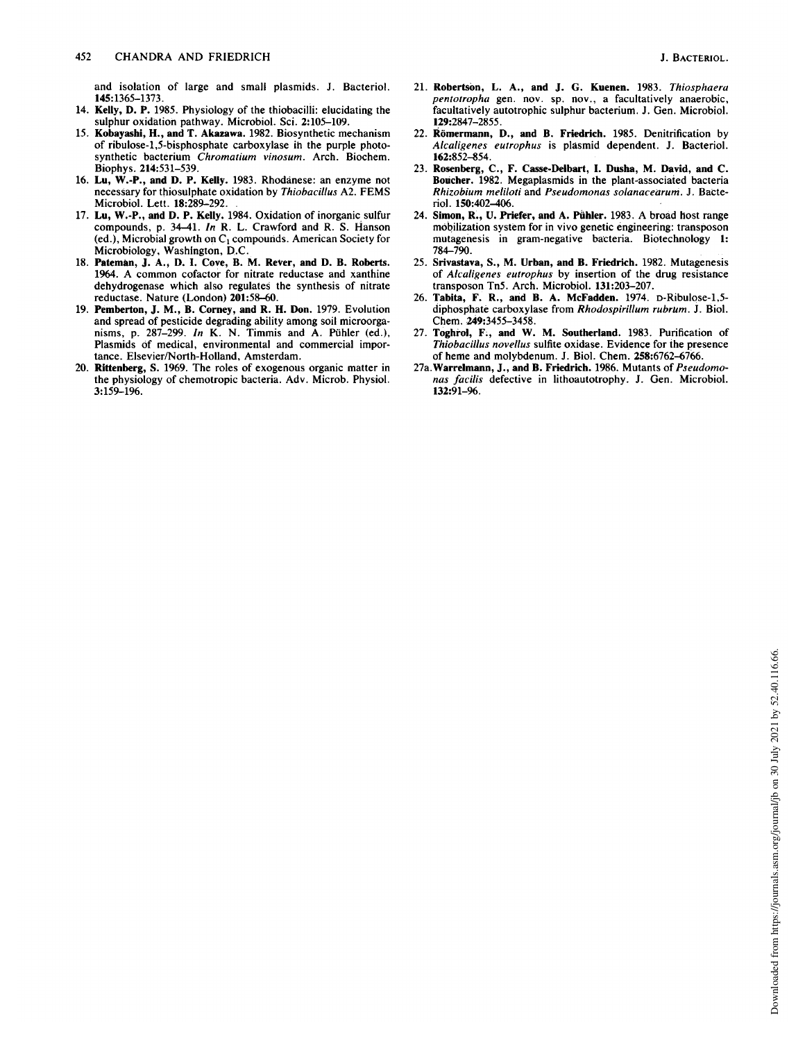and isolation of large and small plasmids. J. Bacteriol. **145**:1365–1373.

14. **Kelly, D. P.** 1985. Physiology of the thiobacilli: elucidating the sulphur oxidation pathway. Microbiol. Sci. **2**:105–109.
15. **Kobayashi, H., and T. Akazawa.** 1982. Biosynthetic mechanism of ribulose-1,5-bisphosphate carboxylase in the purple photosynthetic bacterium *Chromatium vinosum*. Arch. Biochem. Biophys. **214**:531–539.
16. **Lu, W.-P., and D. P. Kelly.** 1983. Rhodanese: an enzyme not necessary for thiosulphate oxidation by *Thiobacillus* A2. FEMS Microbiol. Lett. **18**:289–292.
17. **Lu, W.-P., and D. P. Kelly.** 1984. Oxidation of inorganic sulfur compounds, p. 34–41. *In* R. L. Crawford and R. S. Hanson (ed.), Microbial growth on $C_1$ compounds. American Society for Microbiology, Washington, D.C.
18. **Pateman, J. A., D. I. Cove, B. M. Rever, and D. B. Roberts.** 1964. A common cofactor for nitrate reductase and xanthine dehydrogenase which also regulates the synthesis of nitrate reductase. Nature (London) **201**:58–60.
19. **Pemberton, J. M., B. Corney, and R. H. Don.** 1979. Evolution and spread of pesticide degrading ability among soil microorganisms, p. 287–299. *In* K. N. Timmis and A. Pühler (ed.), Plasmids of medical, environmental and commercial importance. Elsevier/North-Holland, Amsterdam.
20. **Rittenberg, S.** 1969. The roles of exogenous organic matter in the physiology of chemotropic bacteria. Adv. Microb. Physiol. **3**:159–196.
21. **Robertson, L. A., and J. G. Kuenen.** 1983. *Thiosphaera pentotropha* gen. nov. sp. nov., a facultatively anaerobic, facultatively autotrophic sulphur bacterium. J. Gen. Microbiol. **129**:2847–2855.
22. **Römermann, D., and B. Friedrich.** 1985. Denitrification by *Alcaligenes eutrophus* is plasmid dependent. J. Bacteriol. **162**:852–854.
23. **Rosenberg, C., F. Casse-Delbart, I. Dusha, M. David, and C. Boucher.** 1982. Megaplasmids in the plant-associated bacteria *Rhizobium meliloti* and *Pseudomonas solanacearum*. J. Bacteriol. **150**:402–406.
24. **Simon, R., U. Priefer, and A. Pühler.** 1983. A broad host range mobilization system for in vivo genetic engineering: transposon mutagenesis in gram-negative bacteria. Biotechnology **1**: 784–790.
25. **Srivastava, S., M. Urban, and B. Friedrich.** 1982. Mutagenesis of *Alcaligenes eutrophus* by insertion of the drug resistance transposon Tn5. Arch. Microbiol. **131**:203–207.
26. **Tabita, F. R., and B. A. McFadden.** 1974. D-Ribulose-1,5-diphosphate carboxylase from *Rhodospirillum rubrum*. J. Biol. Chem. **249**:3455–3458.
27. **Toghrol, F., and W. M. Southerland.** 1983. Purification of *Thiobacillus novellus* sulfite oxidase. Evidence for the presence of heme and molybdenum. J. Biol. Chem. **258**:6762–6766.

27a. **Warrelmann, J., and B. Friedrich.** 1986. Mutants of *Pseudomonas facilis* defective in lithoautotrophy. J. Gen. Microbiol. **132**:91–96.